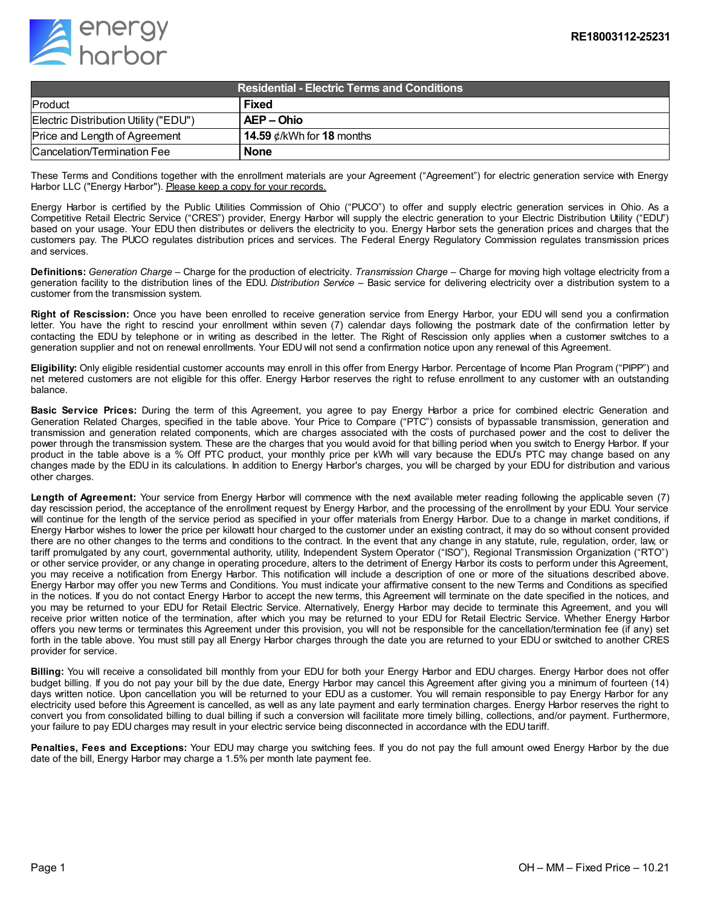RE18003112-25231

| Residential - Electric Terms and Conditions | |
|---|---|
| Product | **Fixed** |
| Electric Distribution Utility ("EDU") | **AEP – Ohio** |
| Price and Length of Agreement | **14.59** ¢/kWh for **18** months |
| Cancelation/Termination Fee | **None** |

These Terms and Conditions together with the enrollment materials are your Agreement ("Agreement") for electric generation service with Energy Harbor LLC ("Energy Harbor"). Please keep a copy for your records.

Energy Harbor is certified by the Public Utilities Commission of Ohio ("PUCO") to offer and supply electric generation services in Ohio. As a Competitive Retail Electric Service ("CRES") provider, Energy Harbor will supply the electric generation to your Electric Distribution Utility ("EDU") based on your usage. Your EDU then distributes or delivers the electricity to you. Energy Harbor sets the generation prices and charges that the customers pay. The PUCO regulates distribution prices and services. The Federal Energy Regulatory Commission regulates transmission prices and services.

**Definitions:** *Generation Charge* – Charge for the production of electricity. *Transmission Charge* – Charge for moving high voltage electricity from a generation facility to the distribution lines of the EDU. *Distribution Service* – Basic service for delivering electricity over a distribution system to a customer from the transmission system.

**Right of Rescission:** Once you have been enrolled to receive generation service from Energy Harbor, your EDU will send you a confirmation letter. You have the right to rescind your enrollment within seven (7) calendar days following the postmark date of the confirmation letter by contacting the EDU by telephone or in writing as described in the letter. The Right of Rescission only applies when a customer switches to a generation supplier and not on renewal enrollments. Your EDU will not send a confirmation notice upon any renewal of this Agreement.

**Eligibility:** Only eligible residential customer accounts may enroll in this offer from Energy Harbor. Percentage of Income Plan Program ("PIPP") and net metered customers are not eligible for this offer. Energy Harbor reserves the right to refuse enrollment to any customer with an outstanding balance.

**Basic Service Prices:** During the term of this Agreement, you agree to pay Energy Harbor a price for combined electric Generation and Generation Related Charges, specified in the table above. Your Price to Compare ("PTC") consists of bypassable transmission, generation and transmission and generation related components, which are charges associated with the costs of purchased power and the cost to deliver the power through the transmission system. These are the charges that you would avoid for that billing period when you switch to Energy Harbor. If your product in the table above is a % Off PTC product, your monthly price per kWh will vary because the EDU's PTC may change based on any changes made by the EDU in its calculations. In addition to Energy Harbor's charges, you will be charged by your EDU for distribution and various other charges.

**Length of Agreement:** Your service from Energy Harbor will commence with the next available meter reading following the applicable seven (7) day rescission period, the acceptance of the enrollment request by Energy Harbor, and the processing of the enrollment by your EDU. Your service will continue for the length of the service period as specified in your offer materials from Energy Harbor. Due to a change in market conditions, if Energy Harbor wishes to lower the price per kilowatt hour charged to the customer under an existing contract, it may do so without consent provided there are no other changes to the terms and conditions to the contract. In the event that any change in any statute, rule, regulation, order, law, or tariff promulgated by any court, governmental authority, utility, Independent System Operator ("ISO"), Regional Transmission Organization ("RTO") or other service provider, or any change in operating procedure, alters to the detriment of Energy Harbor its costs to perform under this Agreement, you may receive a notification from Energy Harbor. This notification will include a description of one or more of the situations described above. Energy Harbor may offer you new Terms and Conditions. You must indicate your affirmative consent to the new Terms and Conditions as specified in the notices. If you do not contact Energy Harbor to accept the new terms, this Agreement will terminate on the date specified in the notices, and you may be returned to your EDU for Retail Electric Service. Alternatively, Energy Harbor may decide to terminate this Agreement, and you will receive prior written notice of the termination, after which you may be returned to your EDU for Retail Electric Service. Whether Energy Harbor offers you new terms or terminates this Agreement under this provision, you will not be responsible for the cancellation/termination fee (if any) set forth in the table above. You must still pay all Energy Harbor charges through the date you are returned to your EDU or switched to another CRES provider for service.

**Billing:** You will receive a consolidated bill monthly from your EDU for both your Energy Harbor and EDU charges. Energy Harbor does not offer budget billing. If you do not pay your bill by the due date, Energy Harbor may cancel this Agreement after giving you a minimum of fourteen (14) days written notice. Upon cancellation you will be returned to your EDU as a customer. You will remain responsible to pay Energy Harbor for any electricity used before this Agreement is cancelled, as well as any late payment and early termination charges. Energy Harbor reserves the right to convert you from consolidated billing to dual billing if such a conversion will facilitate more timely billing, collections, and/or payment. Furthermore, your failure to pay EDU charges may result in your electric service being disconnected in accordance with the EDU tariff.

**Penalties, Fees and Exceptions:** Your EDU may charge you switching fees. If you do not pay the full amount owed Energy Harbor by the due date of the bill, Energy Harbor may charge a 1.5% per month late payment fee.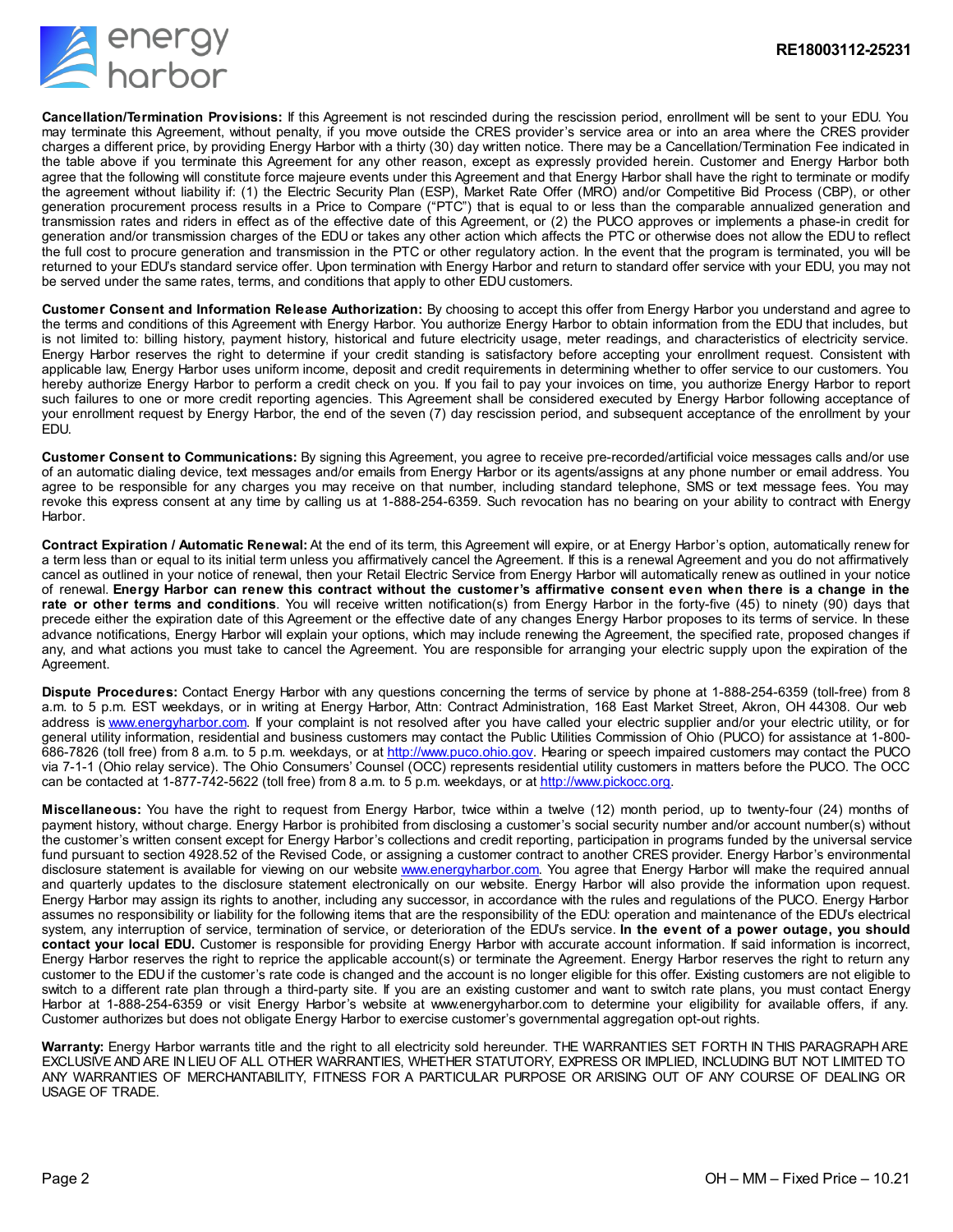**Cancellation/Termination Provisions:** If this Agreement is not rescinded during the rescission period, enrollment will be sent to your EDU. You may terminate this Agreement, without penalty, if you move outside the CRES provider's service area or into an area where the CRES provider charges a different price, by providing Energy Harbor with a thirty (30) day written notice. There may be a Cancellation/Termination Fee indicated in the table above if you terminate this Agreement for any other reason, except as expressly provided herein. Customer and Energy Harbor both agree that the following will constitute force majeure events under this Agreement and that Energy Harbor shall have the right to terminate or modify the agreement without liability if: (1) the Electric Security Plan (ESP), Market Rate Offer (MRO) and/or Competitive Bid Process (CBP), or other generation procurement process results in a Price to Compare ("PTC") that is equal to or less than the comparable annualized generation and transmission rates and riders in effect as of the effective date of this Agreement, or (2) the PUCO approves or implements a phase-in credit for generation and/or transmission charges of the EDU or takes any other action which affects the PTC or otherwise does not allow the EDU to reflect the full cost to procure generation and transmission in the PTC or other regulatory action. In the event that the program is terminated, you will be returned to your EDU's standard service offer. Upon termination with Energy Harbor and return to standard offer service with your EDU, you may not be served under the same rates, terms, and conditions that apply to other EDU customers.

**Customer Consent and Information Release Authorization:** By choosing to accept this offer from Energy Harbor you understand and agree to the terms and conditions of this Agreement with Energy Harbor. You authorize Energy Harbor to obtain information from the EDU that includes, but is not limited to: billing history, payment history, historical and future electricity usage, meter readings, and characteristics of electricity service. Energy Harbor reserves the right to determine if your credit standing is satisfactory before accepting your enrollment request. Consistent with applicable law, Energy Harbor uses uniform income, deposit and credit requirements in determining whether to offer service to our customers. You hereby authorize Energy Harbor to perform a credit check on you. If you fail to pay your invoices on time, you authorize Energy Harbor to report such failures to one or more credit reporting agencies. This Agreement shall be considered executed by Energy Harbor following acceptance of your enrollment request by Energy Harbor, the end of the seven (7) day rescission period, and subsequent acceptance of the enrollment by your EDU.

**Customer Consent to Communications:** By signing this Agreement, you agree to receive pre-recorded/artificial voice messages calls and/or use of an automatic dialing device, text messages and/or emails from Energy Harbor or its agents/assigns at any phone number or email address. You agree to be responsible for any charges you may receive on that number, including standard telephone, SMS or text message fees. You may revoke this express consent at any time by calling us at 1-888-254-6359. Such revocation has no bearing on your ability to contract with Energy Harbor.

**Contract Expiration / Automatic Renewal:** At the end of its term, this Agreement will expire, or at Energy Harbor's option, automatically renew for a term less than or equal to its initial term unless you affirmatively cancel the Agreement. If this is a renewal Agreement and you do not affirmatively cancel as outlined in your notice of renewal, then your Retail Electric Service from Energy Harbor will automatically renew as outlined in your notice of renewal. **Energy Harbor can renew this contract without the customer's affirmative consent even when there is a change in the rate or other terms and conditions**. You will receive written notification(s) from Energy Harbor in the forty-five (45) to ninety (90) days that precede either the expiration date of this Agreement or the effective date of any changes Energy Harbor proposes to its terms of service. In these advance notifications, Energy Harbor will explain your options, which may include renewing the Agreement, the specified rate, proposed changes if any, and what actions you must take to cancel the Agreement. You are responsible for arranging your electric supply upon the expiration of the Agreement.

**Dispute Procedures:** Contact Energy Harbor with any questions concerning the terms of service by phone at 1-888-254-6359 (toll-free) from 8 a.m. to 5 p.m. EST weekdays, or in writing at Energy Harbor, Attn: Contract Administration, 168 East Market Street, Akron, OH 44308. Our web address is www.energyharbor.com. If your complaint is not resolved after you have called your electric supplier and/or your electric utility, or for general utility information, residential and business customers may contact the Public Utilities Commission of Ohio (PUCO) for assistance at 1-800-686-7826 (toll free) from 8 a.m. to 5 p.m. weekdays, or at http://www.puco.ohio.gov. Hearing or speech impaired customers may contact the PUCO via 7-1-1 (Ohio relay service). The Ohio Consumers' Counsel (OCC) represents residential utility customers in matters before the PUCO. The OCC can be contacted at 1-877-742-5622 (toll free) from 8 a.m. to 5 p.m. weekdays, or at http://www.pickocc.org.

**Miscellaneous:** You have the right to request from Energy Harbor, twice within a twelve (12) month period, up to twenty-four (24) months of payment history, without charge. Energy Harbor is prohibited from disclosing a customer's social security number and/or account number(s) without the customer's written consent except for Energy Harbor's collections and credit reporting, participation in programs funded by the universal service fund pursuant to section 4928.52 of the Revised Code, or assigning a customer contract to another CRES provider. Energy Harbor's environmental disclosure statement is available for viewing on our website www.energyharbor.com. You agree that Energy Harbor will make the required annual and quarterly updates to the disclosure statement electronically on our website. Energy Harbor will also provide the information upon request. Energy Harbor may assign its rights to another, including any successor, in accordance with the rules and regulations of the PUCO. Energy Harbor assumes no responsibility or liability for the following items that are the responsibility of the EDU: operation and maintenance of the EDU's electrical system, any interruption of service, termination of service, or deterioration of the EDU's service. **In the event of a power outage, you should contact your local EDU.** Customer is responsible for providing Energy Harbor with accurate account information. If said information is incorrect, Energy Harbor reserves the right to reprice the applicable account(s) or terminate the Agreement. Energy Harbor reserves the right to return any customer to the EDU if the customer's rate code is changed and the account is no longer eligible for this offer. Existing customers are not eligible to switch to a different rate plan through a third-party site. If you are an existing customer and want to switch rate plans, you must contact Energy Harbor at 1-888-254-6359 or visit Energy Harbor's website at www.energyharbor.com to determine your eligibility for available offers, if any. Customer authorizes but does not obligate Energy Harbor to exercise customer's governmental aggregation opt-out rights.

**Warranty:** Energy Harbor warrants title and the right to all electricity sold hereunder. THE WARRANTIES SET FORTH IN THIS PARAGRAPH ARE EXCLUSIVE AND ARE IN LIEU OF ALL OTHER WARRANTIES, WHETHER STATUTORY, EXPRESS OR IMPLIED, INCLUDING BUT NOT LIMITED TO ANY WARRANTIES OF MERCHANTABILITY, FITNESS FOR A PARTICULAR PURPOSE OR ARISING OUT OF ANY COURSE OF DEALING OR USAGE OF TRADE.